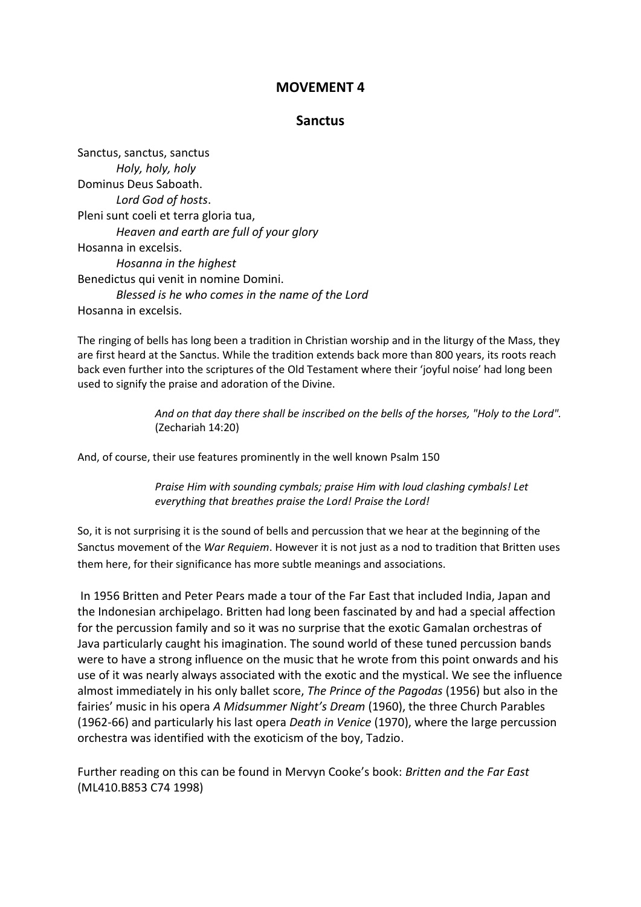## MOVEMENT 4

### Sanctus

Sanctus, sanctus, sanctus
    *Holy, holy, holy*
Dominus Deus Saboath.
    *Lord God of hosts*.
Pleni sunt coeli et terra gloria tua,
    *Heaven and earth are full of your glory*
Hosanna in excelsis.
    *Hosanna in the highest*
Benedictus qui venit in nomine Domini.
    *Blessed is he who comes in the name of the Lord*
Hosanna in excelsis.

The ringing of bells has long been a tradition in Christian worship and in the liturgy of the Mass, they are first heard at the Sanctus. While the tradition extends back more than 800 years, its roots reach back even further into the scriptures of the Old Testament where their 'joyful noise' had long been used to signify the praise and adoration of the Divine.

> *And on that day there shall be inscribed on the bells of the horses, "Holy to the Lord".* (Zechariah 14:20)

And, of course, their use features prominently in the well known Psalm 150

> *Praise Him with sounding cymbals; praise Him with loud clashing cymbals! Let everything that breathes praise the Lord! Praise the Lord!*

So, it is not surprising it is the sound of bells and percussion that we hear at the beginning of the Sanctus movement of the *War Requiem*. However it is not just as a nod to tradition that Britten uses them here, for their significance has more subtle meanings and associations.

In 1956 Britten and Peter Pears made a tour of the Far East that included India, Japan and the Indonesian archipelago. Britten had long been fascinated by and had a special affection for the percussion family and so it was no surprise that the exotic Gamalan orchestras of Java particularly caught his imagination. The sound world of these tuned percussion bands were to have a strong influence on the music that he wrote from this point onwards and his use of it was nearly always associated with the exotic and the mystical. We see the influence almost immediately in his only ballet score, *The Prince of the Pagodas* (1956) but also in the fairies' music in his opera *A Midsummer Night's Dream* (1960), the three Church Parables (1962-66) and particularly his last opera *Death in Venice* (1970), where the large percussion orchestra was identified with the exoticism of the boy, Tadzio.

Further reading on this can be found in Mervyn Cooke's book: *Britten and the Far East* (ML410.B853 C74 1998)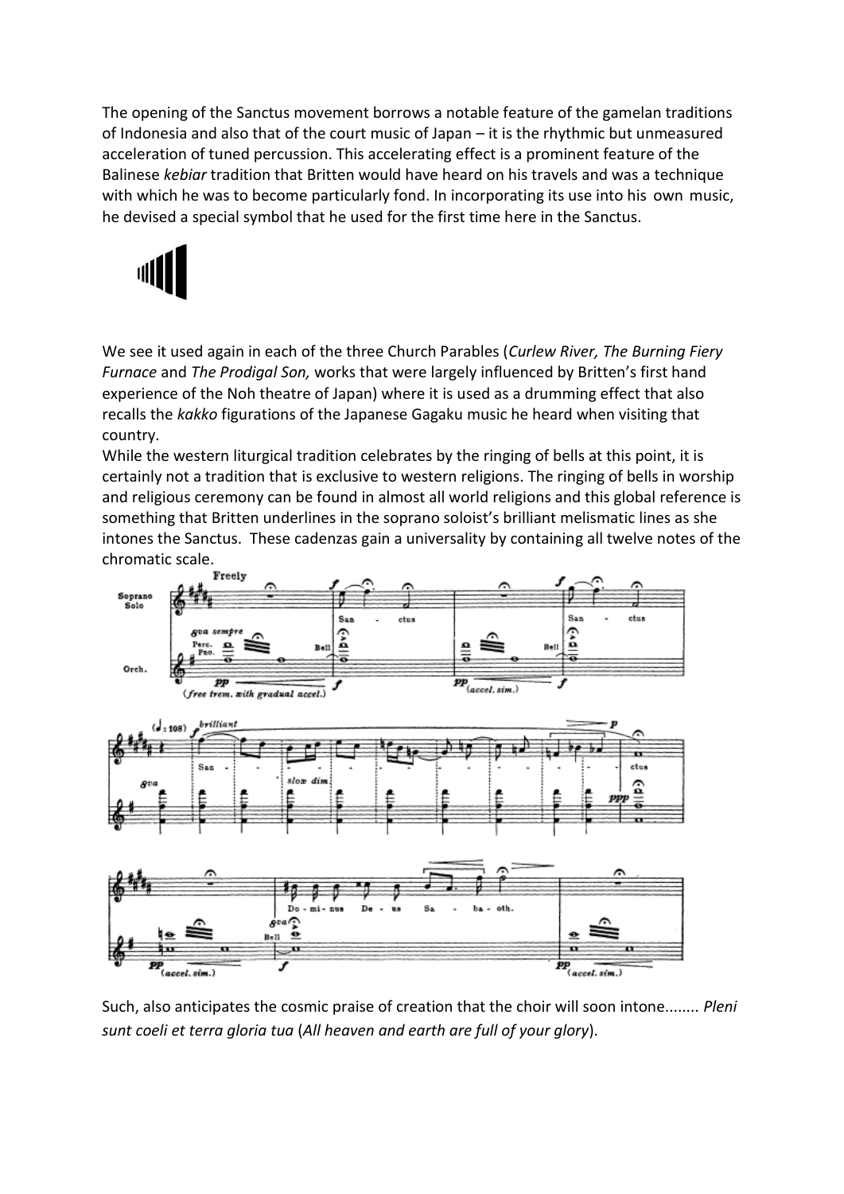The opening of the Sanctus movement borrows a notable feature of the gamelan traditions of Indonesia and also that of the court music of Japan – it is the rhythmic but unmeasured acceleration of tuned percussion. This accelerating effect is a prominent feature of the Balinese *kebiar* tradition that Britten would have heard on his travels and was a technique with which he was to become particularly fond. In incorporating its use into his own music, he devised a special symbol that he used for the first time here in the Sanctus.

We see it used again in each of the three Church Parables (*Curlew River, The Burning Fiery Furnace* and *The Prodigal Son,* works that were largely influenced by Britten's first hand experience of the Noh theatre of Japan) where it is used as a drumming effect that also recalls the *kakko* figurations of the Japanese Gagaku music he heard when visiting that country.

While the western liturgical tradition celebrates by the ringing of bells at this point, it is certainly not a tradition that is exclusive to western religions. The ringing of bells in worship and religious ceremony can be found in almost all world religions and this global reference is something that Britten underlines in the soprano soloist's brilliant melismatic lines as she intones the Sanctus. These cadenzas gain a universality by containing all twelve notes of the chromatic scale.

Such, also anticipates the cosmic praise of creation that the choir will soon intone........ *Pleni sunt coeli et terra gloria tua* (*All heaven and earth are full of your glory*).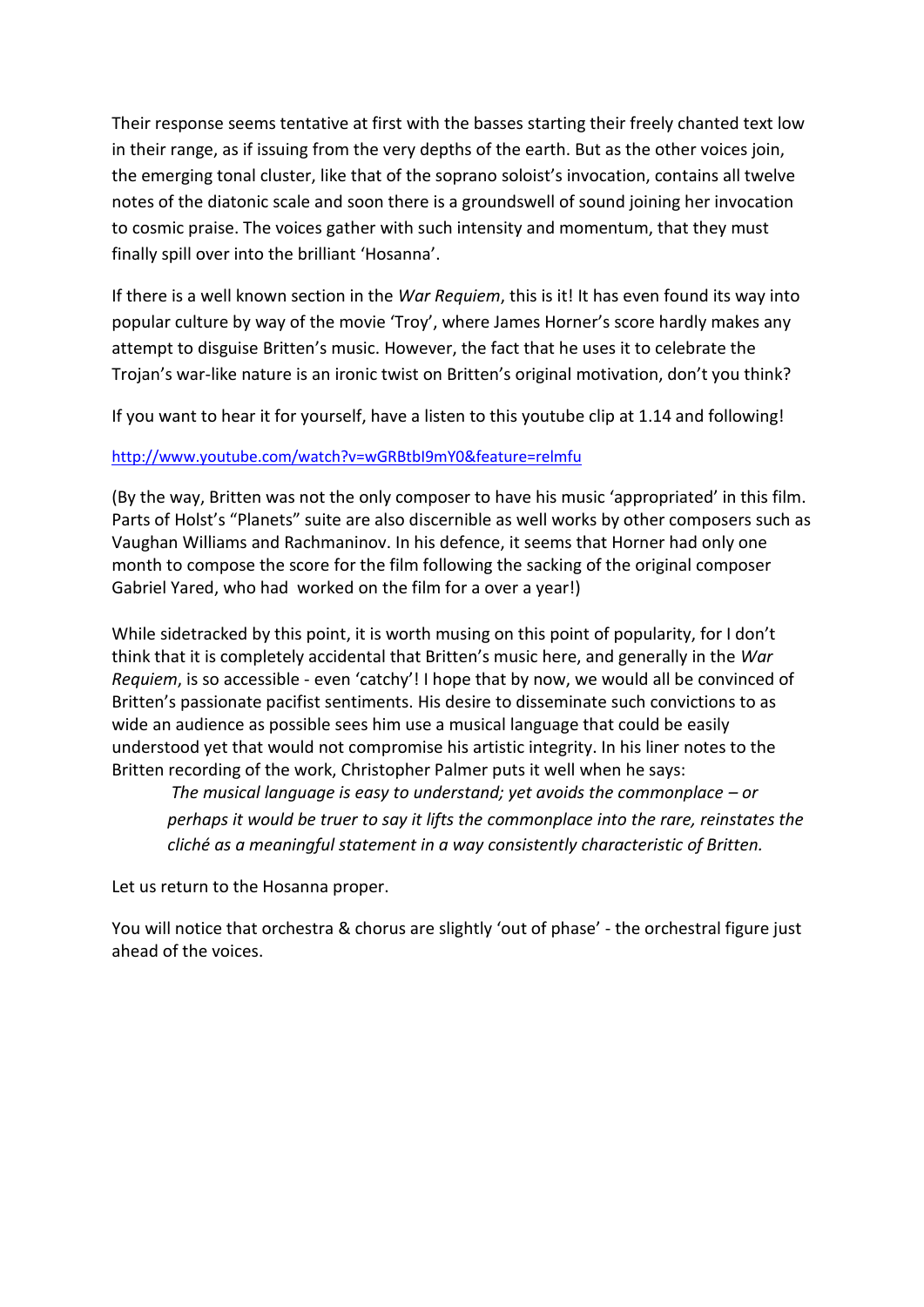Their response seems tentative at first with the basses starting their freely chanted text low in their range, as if issuing from the very depths of the earth. But as the other voices join, the emerging tonal cluster, like that of the soprano soloist's invocation, contains all twelve notes of the diatonic scale and soon there is a groundswell of sound joining her invocation to cosmic praise. The voices gather with such intensity and momentum, that they must finally spill over into the brilliant 'Hosanna'.

If there is a well known section in the *War Requiem*, this is it! It has even found its way into popular culture by way of the movie 'Troy', where James Horner's score hardly makes any attempt to disguise Britten's music. However, the fact that he uses it to celebrate the Trojan's war-like nature is an ironic twist on Britten's original motivation, don't you think?

If you want to hear it for yourself, have a listen to this youtube clip at 1.14 and following!

http://www.youtube.com/watch?v=wGRBtbI9mY0&feature=relmfu

(By the way, Britten was not the only composer to have his music 'appropriated' in this film. Parts of Holst's "Planets" suite are also discernible as well works by other composers such as Vaughan Williams and Rachmaninov. In his defence, it seems that Horner had only one month to compose the score for the film following the sacking of the original composer Gabriel Yared, who had worked on the film for a over a year!)

While sidetracked by this point, it is worth musing on this point of popularity, for I don't think that it is completely accidental that Britten's music here, and generally in the *War Requiem*, is so accessible - even 'catchy'! I hope that by now, we would all be convinced of Britten's passionate pacifist sentiments. His desire to disseminate such convictions to as wide an audience as possible sees him use a musical language that could be easily understood yet that would not compromise his artistic integrity. In his liner notes to the Britten recording of the work, Christopher Palmer puts it well when he says:

> *The musical language is easy to understand; yet avoids the commonplace – or perhaps it would be truer to say it lifts the commonplace into the rare, reinstates the cliché as a meaningful statement in a way consistently characteristic of Britten.*

Let us return to the Hosanna proper.

You will notice that orchestra & chorus are slightly 'out of phase' - the orchestral figure just ahead of the voices.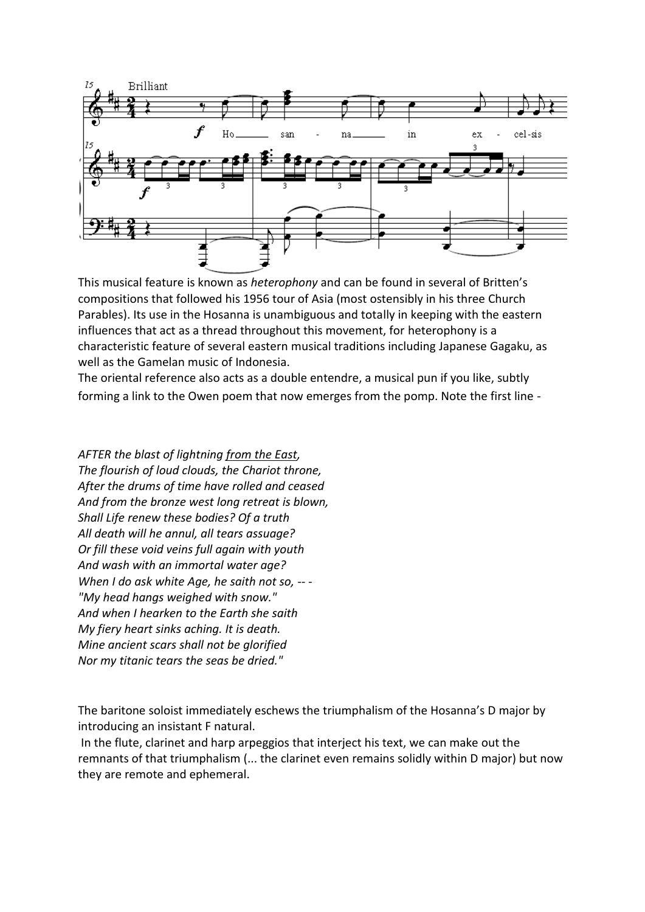This musical feature is known as *heterophony* and can be found in several of Britten's compositions that followed his 1956 tour of Asia (most ostensibly in his three Church Parables). Its use in the Hosanna is unambiguous and totally in keeping with the eastern influences that act as a thread throughout this movement, for heterophony is a characteristic feature of several eastern musical traditions including Japanese Gagaku, as well as the Gamelan music of Indonesia.

The oriental reference also acts as a double entendre, a musical pun if you like, subtly forming a link to the Owen poem that now emerges from the pomp. Note the first line -

*AFTER the blast of lightning <u>from the East</u>,*
*The flourish of loud clouds, the Chariot throne,*
*After the drums of time have rolled and ceased*
*And from the bronze west long retreat is blown,*
*Shall Life renew these bodies? Of a truth*
*All death will he annul, all tears assuage?*
*Or fill these void veins full again with youth*
*And wash with an immortal water age?*
*When I do ask white Age, he saith not so, -- -*
*"My head hangs weighed with snow."*
*And when I hearken to the Earth she saith*
*My fiery heart sinks aching. It is death.*
*Mine ancient scars shall not be glorified*
*Nor my titanic tears the seas be dried."*

The baritone soloist immediately eschews the triumphalism of the Hosanna's D major by introducing an insistant F natural.

In the flute, clarinet and harp arpeggios that interject his text, we can make out the remnants of that triumphalism (... the clarinet even remains solidly within D major) but now they are remote and ephemeral.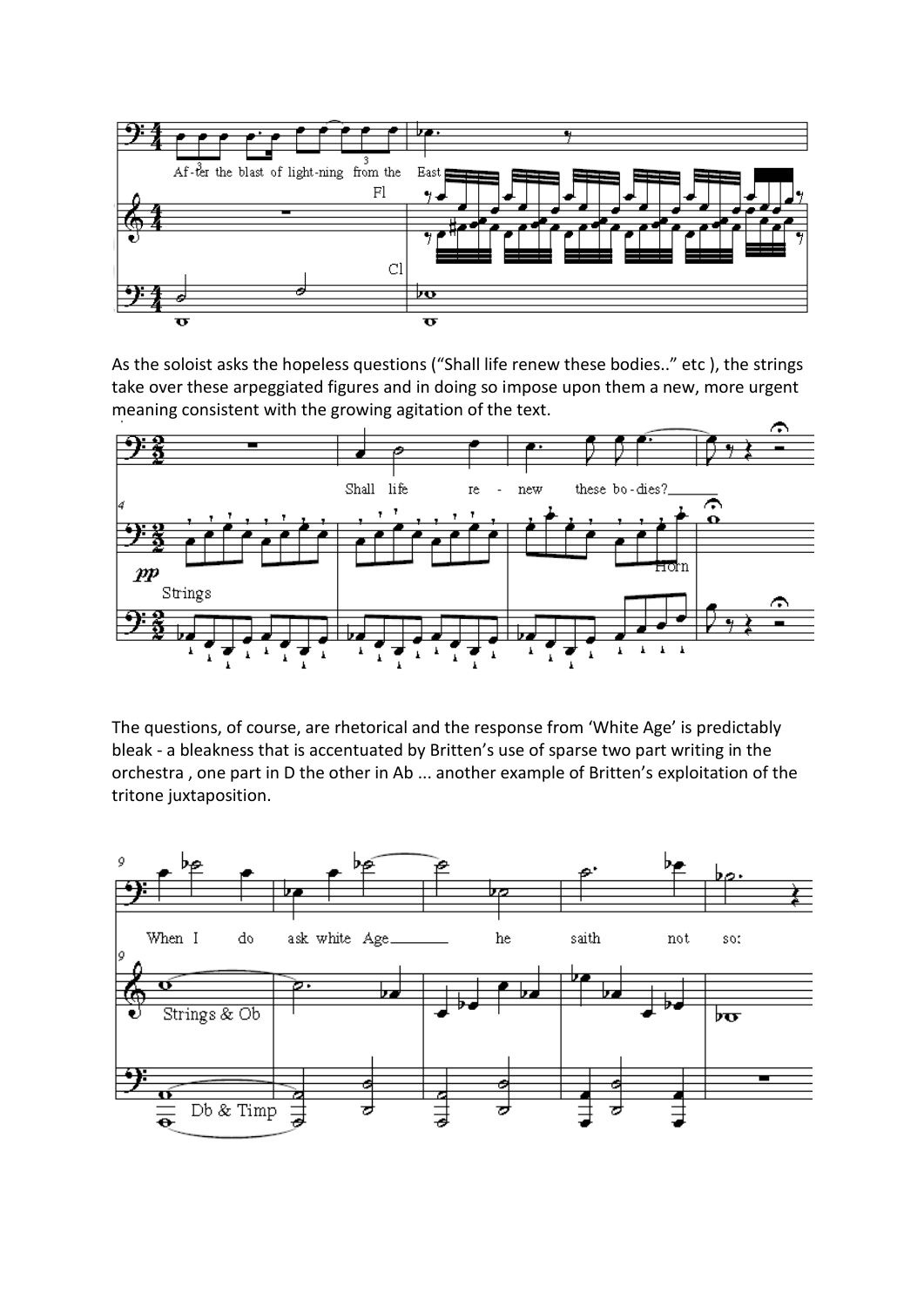As the soloist asks the hopeless questions ("Shall life renew these bodies.." etc ), the strings take over these arpeggiated figures and in doing so impose upon them a new, more urgent meaning consistent with the growing agitation of the text.

The questions, of course, are rhetorical and the response from 'White Age' is predictably bleak - a bleakness that is accentuated by Britten's use of sparse two part writing in the orchestra , one part in D the other in Ab ... another example of Britten's exploitation of the tritone juxtaposition.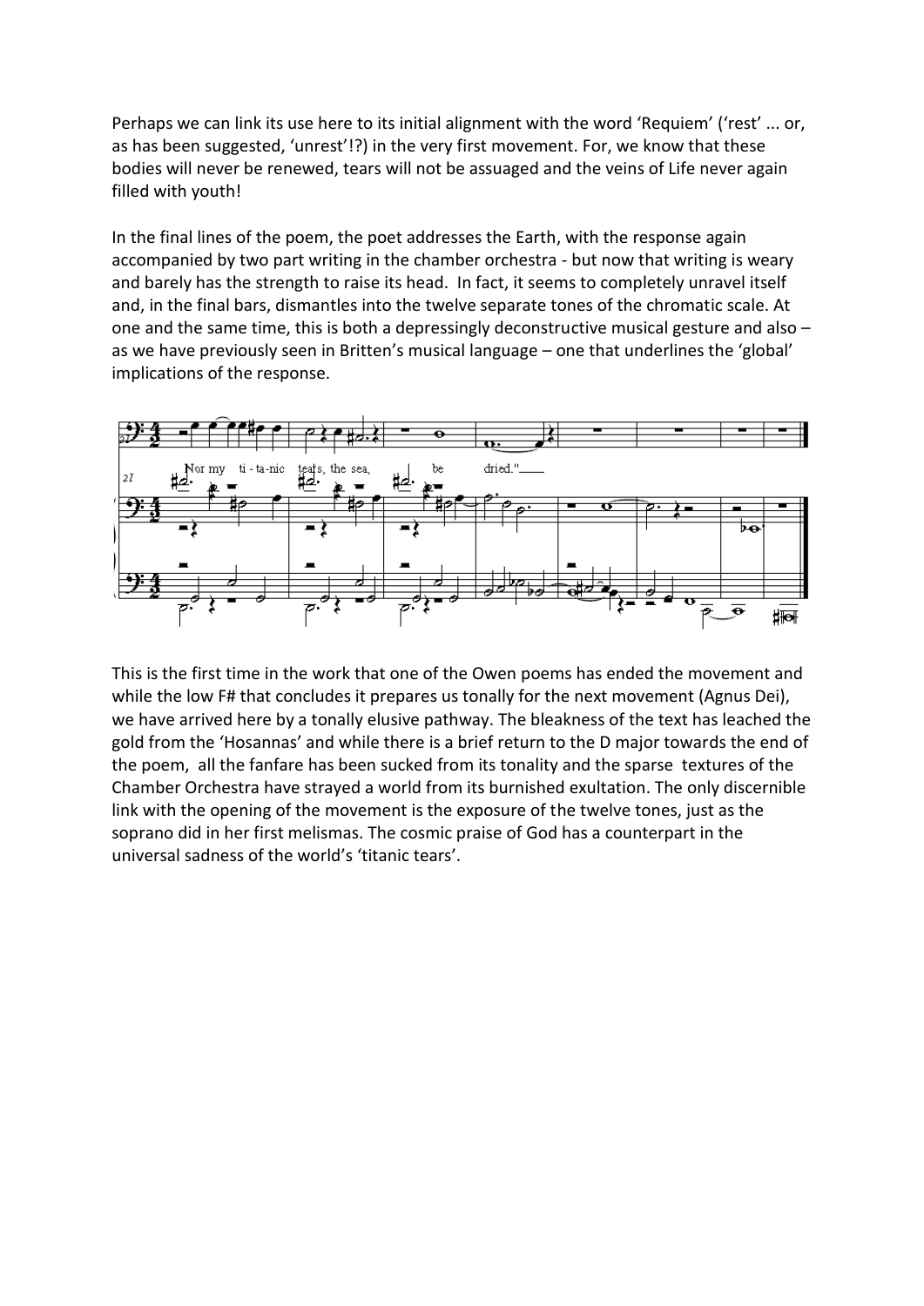Perhaps we can link its use here to its initial alignment with the word 'Requiem' ('rest' ... or, as has been suggested, 'unrest'!?) in the very first movement. For, we know that these bodies will never be renewed, tears will not be assuaged and the veins of Life never again filled with youth!

In the final lines of the poem, the poet addresses the Earth, with the response again accompanied by two part writing in the chamber orchestra - but now that writing is weary and barely has the strength to raise its head. In fact, it seems to completely unravel itself and, in the final bars, dismantles into the twelve separate tones of the chromatic scale. At one and the same time, this is both a depressingly deconstructive musical gesture and also – as we have previously seen in Britten's musical language – one that underlines the 'global' implications of the response.

This is the first time in the work that one of the Owen poems has ended the movement and while the low F# that concludes it prepares us tonally for the next movement (Agnus Dei), we have arrived here by a tonally elusive pathway. The bleakness of the text has leached the gold from the 'Hosannas' and while there is a brief return to the D major towards the end of the poem, all the fanfare has been sucked from its tonality and the sparse textures of the Chamber Orchestra have strayed a world from its burnished exultation. The only discernible link with the opening of the movement is the exposure of the twelve tones, just as the soprano did in her first melismas. The cosmic praise of God has a counterpart in the universal sadness of the world's 'titanic tears'.